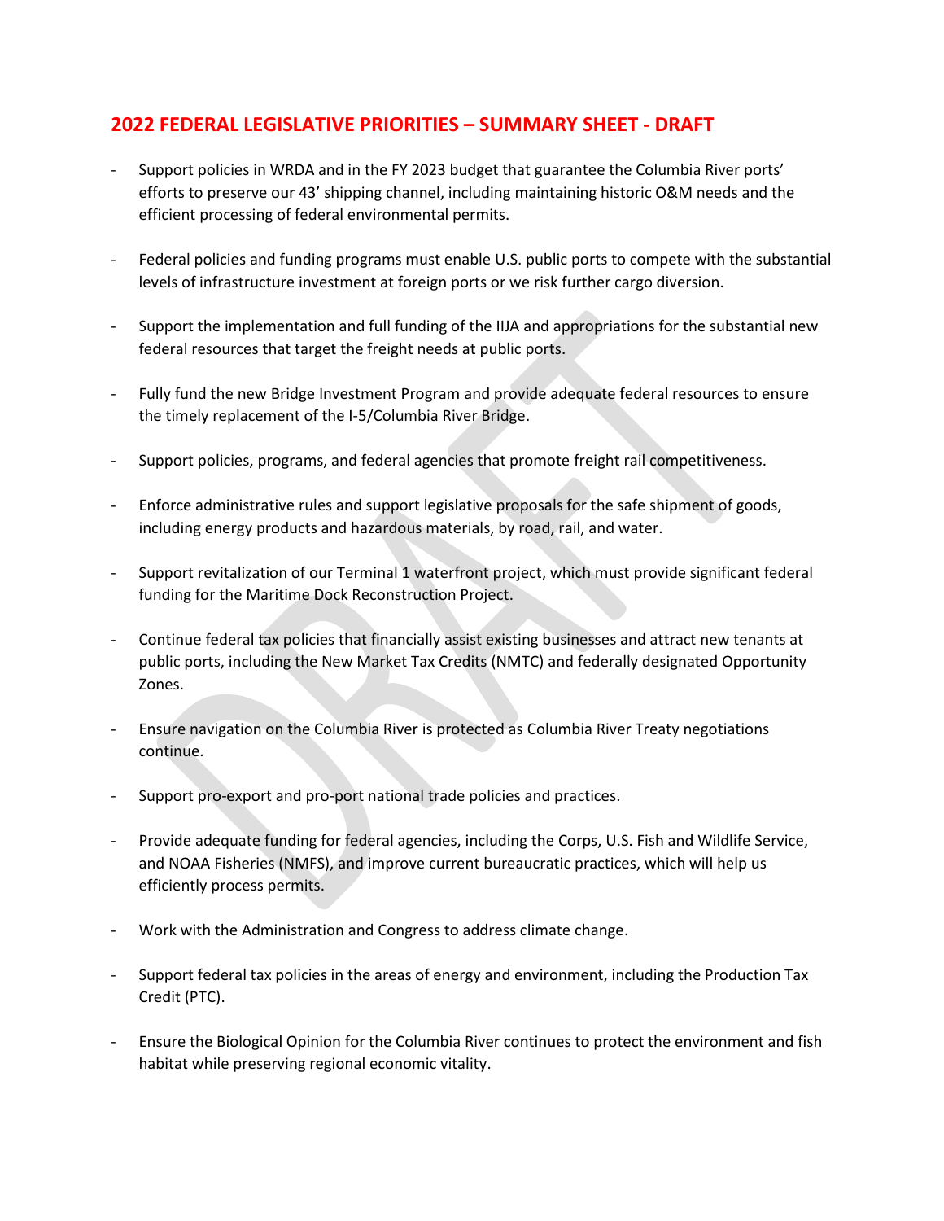## 2022 FEDERAL LEGISLATIVE PRIORITIES – SUMMARY SHEET - DRAFT

- Support policies in WRDA and in the FY 2023 budget that guarantee the Columbia River ports' efforts to preserve our 43' shipping channel, including maintaining historic O&M needs and the efficient processing of federal environmental permits.

- Federal policies and funding programs must enable U.S. public ports to compete with the substantial levels of infrastructure investment at foreign ports or we risk further cargo diversion.

- Support the implementation and full funding of the IIJA and appropriations for the substantial new federal resources that target the freight needs at public ports.

- Fully fund the new Bridge Investment Program and provide adequate federal resources to ensure the timely replacement of the I-5/Columbia River Bridge.

- Support policies, programs, and federal agencies that promote freight rail competitiveness.

- Enforce administrative rules and support legislative proposals for the safe shipment of goods, including energy products and hazardous materials, by road, rail, and water.

- Support revitalization of our Terminal 1 waterfront project, which must provide significant federal funding for the Maritime Dock Reconstruction Project.

- Continue federal tax policies that financially assist existing businesses and attract new tenants at public ports, including the New Market Tax Credits (NMTC) and federally designated Opportunity Zones.

- Ensure navigation on the Columbia River is protected as Columbia River Treaty negotiations continue.

- Support pro-export and pro-port national trade policies and practices.

- Provide adequate funding for federal agencies, including the Corps, U.S. Fish and Wildlife Service, and NOAA Fisheries (NMFS), and improve current bureaucratic practices, which will help us efficiently process permits.

- Work with the Administration and Congress to address climate change.

- Support federal tax policies in the areas of energy and environment, including the Production Tax Credit (PTC).

- Ensure the Biological Opinion for the Columbia River continues to protect the environment and fish habitat while preserving regional economic vitality.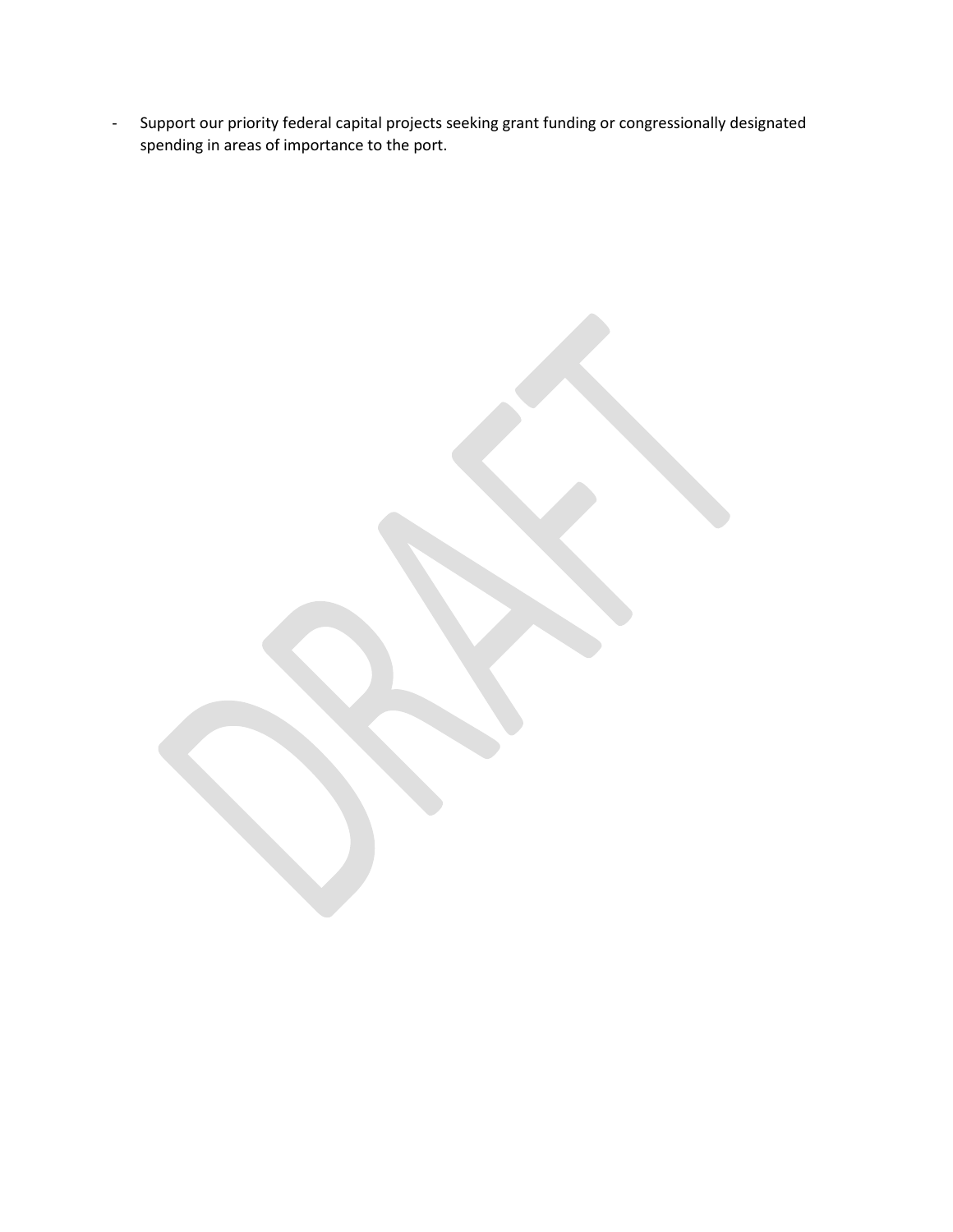- Support our priority federal capital projects seeking grant funding or congressionally designated spending in areas of importance to the port.